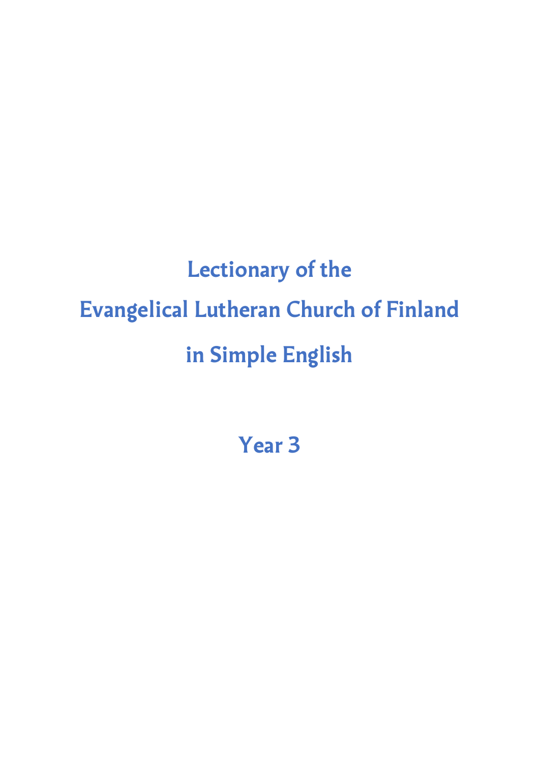# Lectionary of the Evangelical Lutheran Church of Finland in Simple English

## Year 3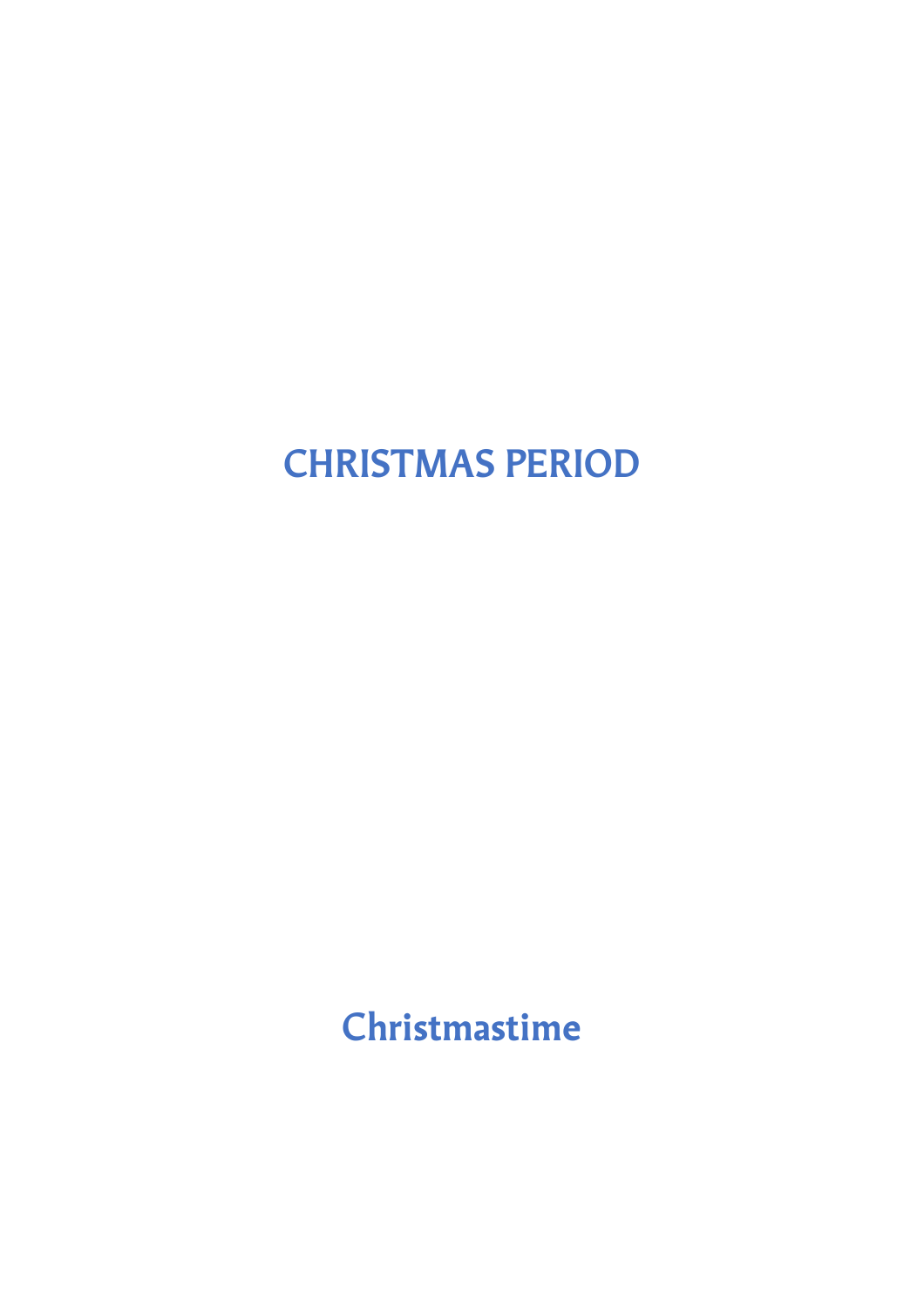# CHRISTMAS PERIOD

## Christmastime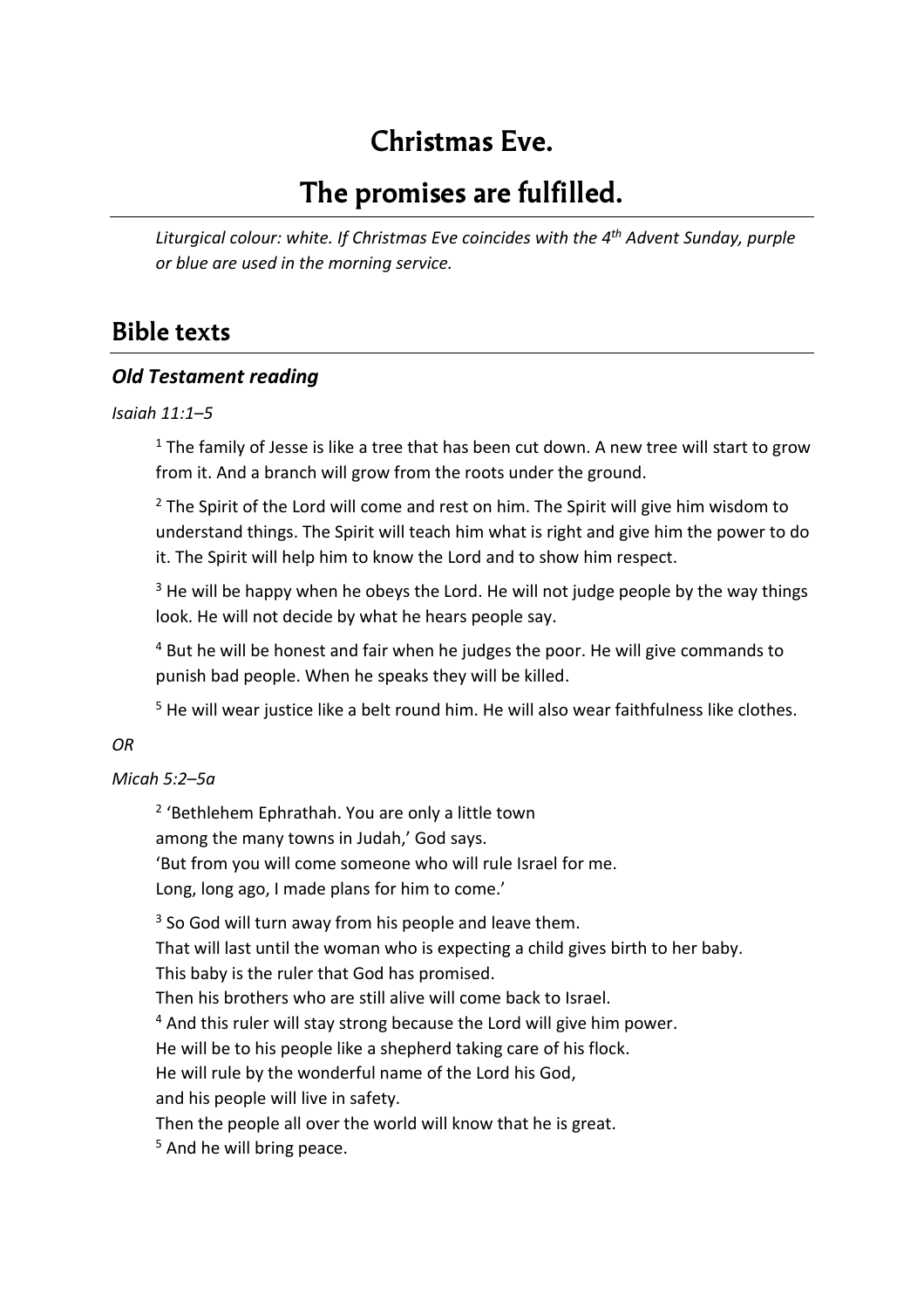# Christmas Eve.

# The promises are fulfilled.

*Liturgical colour: white. If Christmas Eve coincides with the 4th Advent Sunday, purple or blue are used in the morning service.*

## Bible texts

### *Old Testament reading*

*Isaiah 11:1–5*

[1] The family of Jesse is like a tree that has been cut down. A new tree will start to grow from it. And a branch will grow from the roots under the ground.

[2] The Spirit of the Lord will come and rest on him. The Spirit will give him wisdom to understand things. The Spirit will teach him what is right and give him the power to do it. The Spirit will help him to know the Lord and to show him respect.

[3] He will be happy when he obeys the Lord. He will not judge people by the way things look. He will not decide by what he hears people say.

[4] But he will be honest and fair when he judges the poor. He will give commands to punish bad people. When he speaks they will be killed.

[5] He will wear justice like a belt round him. He will also wear faithfulness like clothes.

*OR*

*Micah 5:2–5a*

[2] 'Bethlehem Ephrathah. You are only a little town
among the many towns in Judah,' God says.
'But from you will come someone who will rule Israel for me.
Long, long ago, I made plans for him to come.'

[3] So God will turn away from his people and leave them.
That will last until the woman who is expecting a child gives birth to her baby.
This baby is the ruler that God has promised.
Then his brothers who are still alive will come back to Israel.
[4] And this ruler will stay strong because the Lord will give him power.
He will be to his people like a shepherd taking care of his flock.
He will rule by the wonderful name of the Lord his God,
and his people will live in safety.
Then the people all over the world will know that he is great.
[5] And he will bring peace.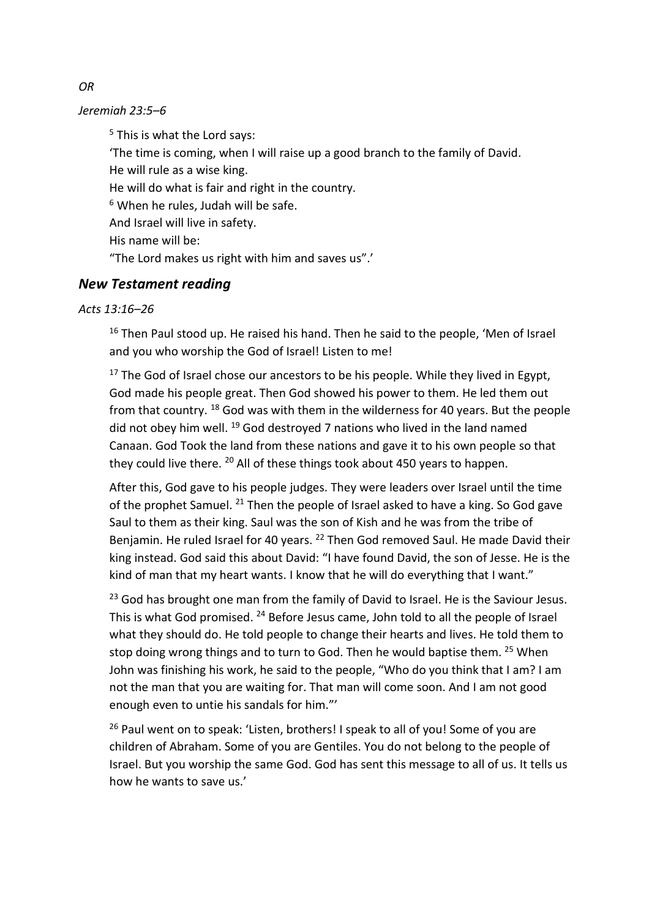*OR*

*Jeremiah 23:5–6*

> [5] This is what the Lord says:
> 'The time is coming, when I will raise up a good branch to the family of David.
> He will rule as a wise king.
> He will do what is fair and right in the country.
> [6] When he rules, Judah will be safe.
> And Israel will live in safety.
> His name will be:
> "The Lord makes us right with him and saves us".'

## *New Testament reading*

*Acts 13:16–26*

> [16] Then Paul stood up. He raised his hand. Then he said to the people, 'Men of Israel and you who worship the God of Israel! Listen to me!
>
> [17] The God of Israel chose our ancestors to be his people. While they lived in Egypt, God made his people great. Then God showed his power to them. He led them out from that country. [18] God was with them in the wilderness for 40 years. But the people did not obey him well. [19] God destroyed 7 nations who lived in the land named Canaan. God Took the land from these nations and gave it to his own people so that they could live there. [20] All of these things took about 450 years to happen.
>
> After this, God gave to his people judges. They were leaders over Israel until the time of the prophet Samuel. [21] Then the people of Israel asked to have a king. So God gave Saul to them as their king. Saul was the son of Kish and he was from the tribe of Benjamin. He ruled Israel for 40 years. [22] Then God removed Saul. He made David their king instead. God said this about David: "I have found David, the son of Jesse. He is the kind of man that my heart wants. I know that he will do everything that I want."
>
> [23] God has brought one man from the family of David to Israel. He is the Saviour Jesus. This is what God promised. [24] Before Jesus came, John told to all the people of Israel what they should do. He told people to change their hearts and lives. He told them to stop doing wrong things and to turn to God. Then he would baptise them. [25] When John was finishing his work, he said to the people, "Who do you think that I am? I am not the man that you are waiting for. That man will come soon. And I am not good enough even to untie his sandals for him."'
>
> [26] Paul went on to speak: 'Listen, brothers! I speak to all of you! Some of you are children of Abraham. Some of you are Gentiles. You do not belong to the people of Israel. But you worship the same God. God has sent this message to all of us. It tells us how he wants to save us.'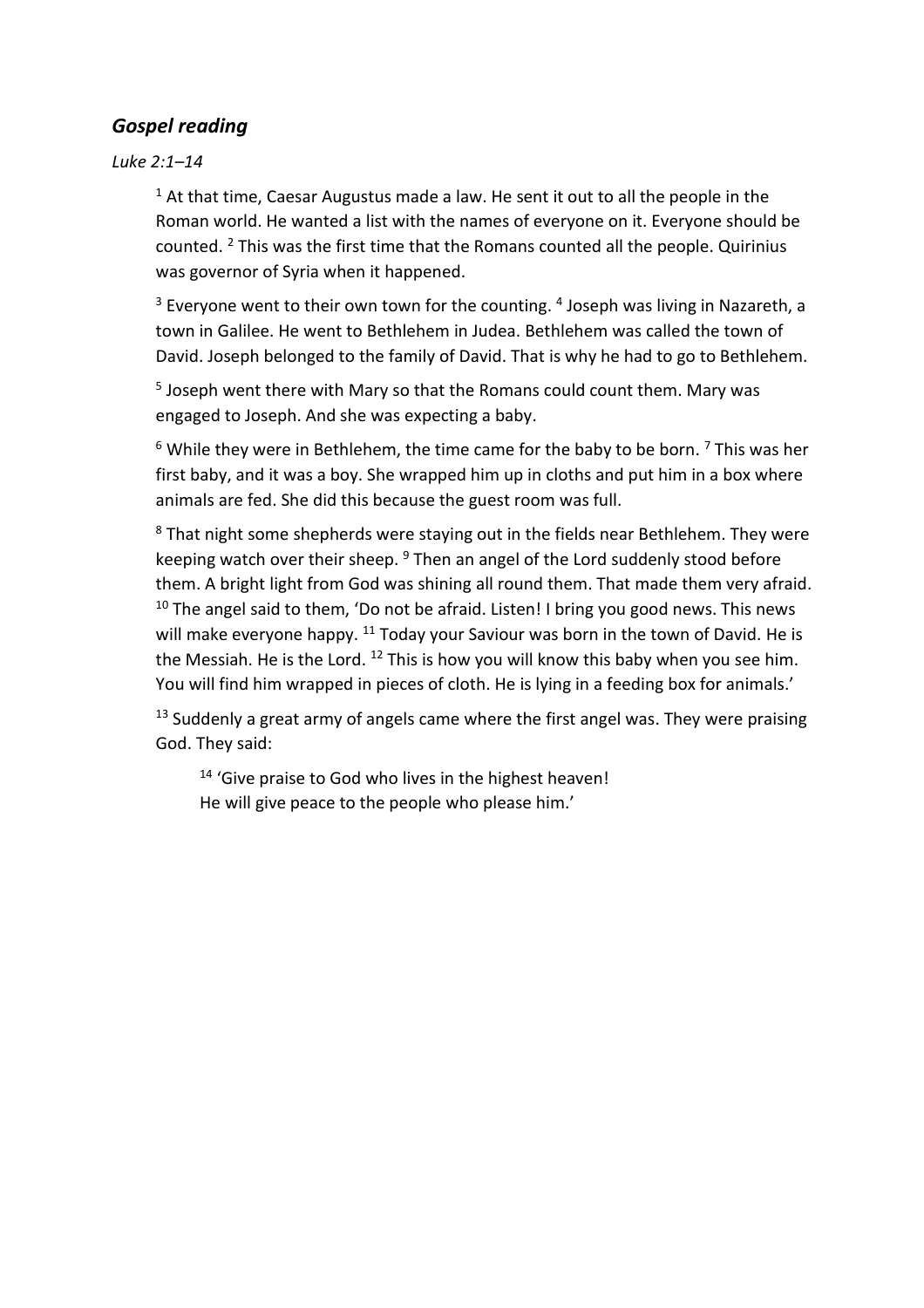## *Gospel reading*

*Luke 2:1–14*

[1] At that time, Caesar Augustus made a law. He sent it out to all the people in the Roman world. He wanted a list with the names of everyone on it. Everyone should be counted. [2] This was the first time that the Romans counted all the people. Quirinius was governor of Syria when it happened.

[3] Everyone went to their own town for the counting. [4] Joseph was living in Nazareth, a town in Galilee. He went to Bethlehem in Judea. Bethlehem was called the town of David. Joseph belonged to the family of David. That is why he had to go to Bethlehem.

[5] Joseph went there with Mary so that the Romans could count them. Mary was engaged to Joseph. And she was expecting a baby.

[6] While they were in Bethlehem, the time came for the baby to be born. [7] This was her first baby, and it was a boy. She wrapped him up in cloths and put him in a box where animals are fed. She did this because the guest room was full.

[8] That night some shepherds were staying out in the fields near Bethlehem. They were keeping watch over their sheep. [9] Then an angel of the Lord suddenly stood before them. A bright light from God was shining all round them. That made them very afraid. [10] The angel said to them, 'Do not be afraid. Listen! I bring you good news. This news will make everyone happy. [11] Today your Saviour was born in the town of David. He is the Messiah. He is the Lord. [12] This is how you will know this baby when you see him. You will find him wrapped in pieces of cloth. He is lying in a feeding box for animals.'

[13] Suddenly a great army of angels came where the first angel was. They were praising God. They said:

> [14] 'Give praise to God who lives in the highest heaven!
> He will give peace to the people who please him.'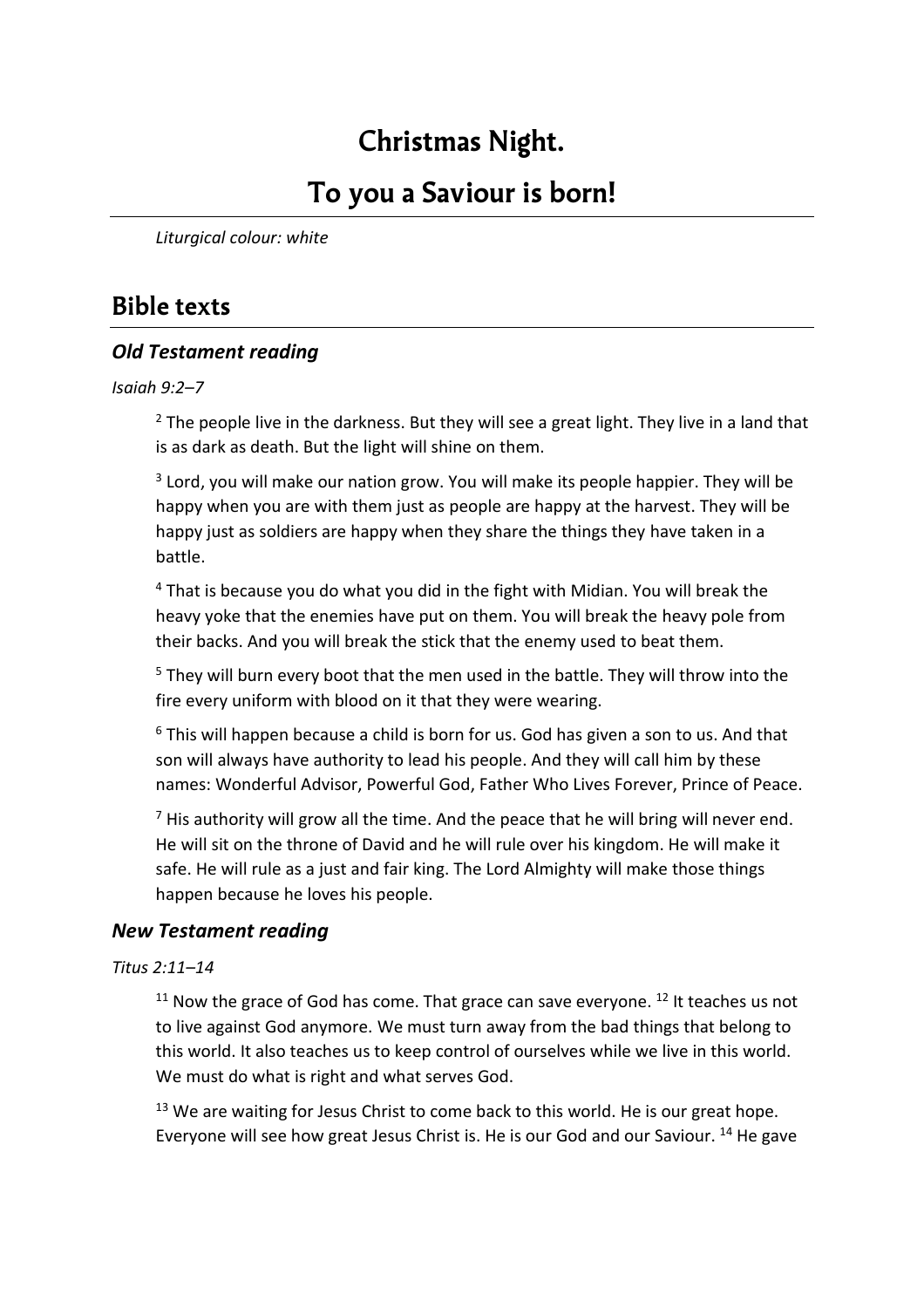# Christmas Night.

# To you a Saviour is born!

*Liturgical colour: white*

## Bible texts

### *Old Testament reading*

*Isaiah 9:2–7*

[2] The people live in the darkness. But they will see a great light. They live in a land that is as dark as death. But the light will shine on them.

[3] Lord, you will make our nation grow. You will make its people happier. They will be happy when you are with them just as people are happy at the harvest. They will be happy just as soldiers are happy when they share the things they have taken in a battle.

[4] That is because you do what you did in the fight with Midian. You will break the heavy yoke that the enemies have put on them. You will break the heavy pole from their backs. And you will break the stick that the enemy used to beat them.

[5] They will burn every boot that the men used in the battle. They will throw into the fire every uniform with blood on it that they were wearing.

[6] This will happen because a child is born for us. God has given a son to us. And that son will always have authority to lead his people. And they will call him by these names: Wonderful Advisor, Powerful God, Father Who Lives Forever, Prince of Peace.

[7] His authority will grow all the time. And the peace that he will bring will never end. He will sit on the throne of David and he will rule over his kingdom. He will make it safe. He will rule as a just and fair king. The Lord Almighty will make those things happen because he loves his people.

### *New Testament reading*

*Titus 2:11–14*

[11] Now the grace of God has come. That grace can save everyone. [12] It teaches us not to live against God anymore. We must turn away from the bad things that belong to this world. It also teaches us to keep control of ourselves while we live in this world. We must do what is right and what serves God.

[13] We are waiting for Jesus Christ to come back to this world. He is our great hope. Everyone will see how great Jesus Christ is. He is our God and our Saviour. [14] He gave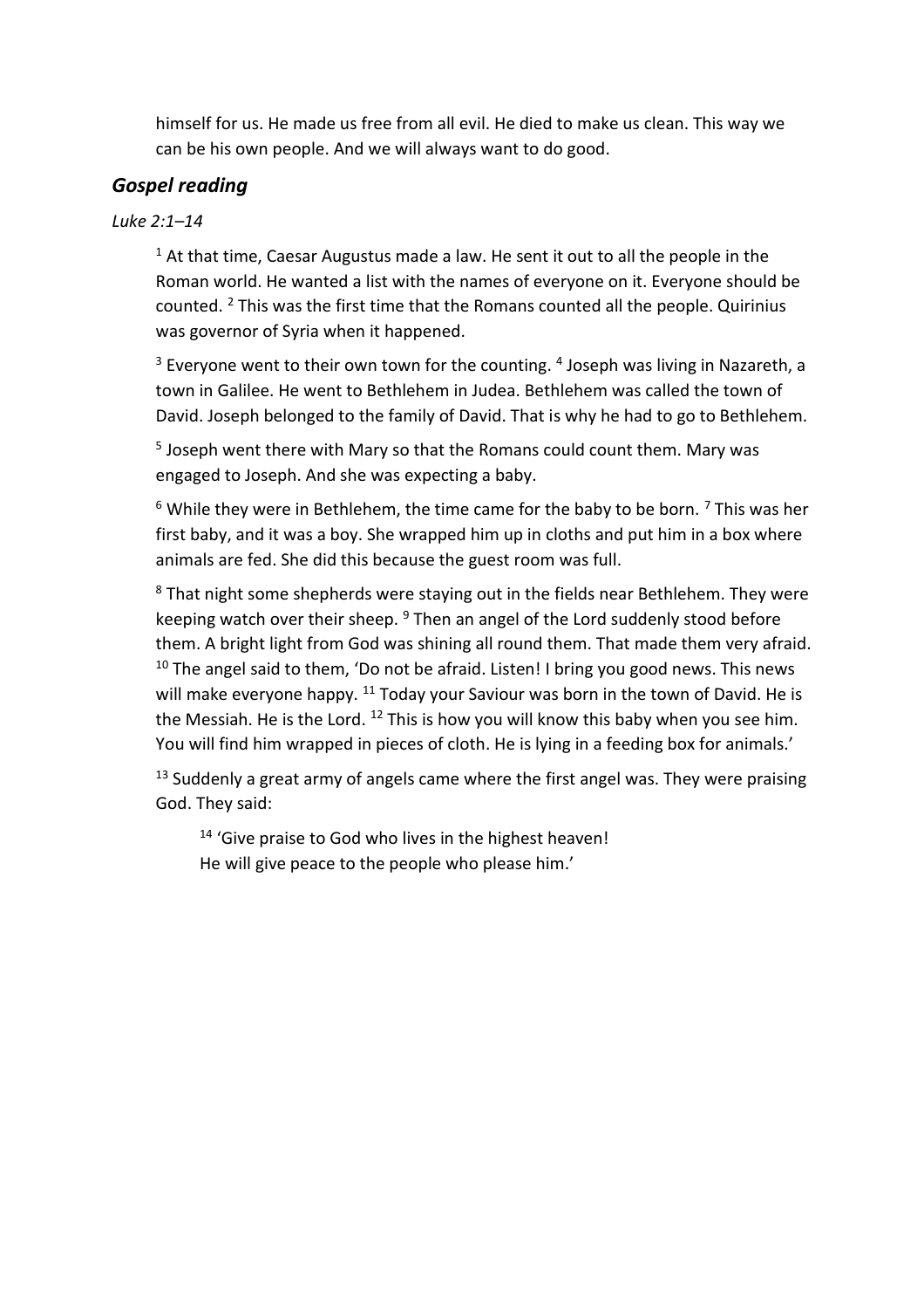himself for us. He made us free from all evil. He died to make us clean. This way we can be his own people. And we will always want to do good.

## *Gospel reading*

*Luke 2:1–14*

[1] At that time, Caesar Augustus made a law. He sent it out to all the people in the Roman world. He wanted a list with the names of everyone on it. Everyone should be counted. [2] This was the first time that the Romans counted all the people. Quirinius was governor of Syria when it happened.

[3] Everyone went to their own town for the counting. [4] Joseph was living in Nazareth, a town in Galilee. He went to Bethlehem in Judea. Bethlehem was called the town of David. Joseph belonged to the family of David. That is why he had to go to Bethlehem.

[5] Joseph went there with Mary so that the Romans could count them. Mary was engaged to Joseph. And she was expecting a baby.

[6] While they were in Bethlehem, the time came for the baby to be born. [7] This was her first baby, and it was a boy. She wrapped him up in cloths and put him in a box where animals are fed. She did this because the guest room was full.

[8] That night some shepherds were staying out in the fields near Bethlehem. They were keeping watch over their sheep. [9] Then an angel of the Lord suddenly stood before them. A bright light from God was shining all round them. That made them very afraid. [10] The angel said to them, 'Do not be afraid. Listen! I bring you good news. This news will make everyone happy. [11] Today your Saviour was born in the town of David. He is the Messiah. He is the Lord. [12] This is how you will know this baby when you see him. You will find him wrapped in pieces of cloth. He is lying in a feeding box for animals.'

[13] Suddenly a great army of angels came where the first angel was. They were praising God. They said:

> [14] 'Give praise to God who lives in the highest heaven!
> He will give peace to the people who please him.'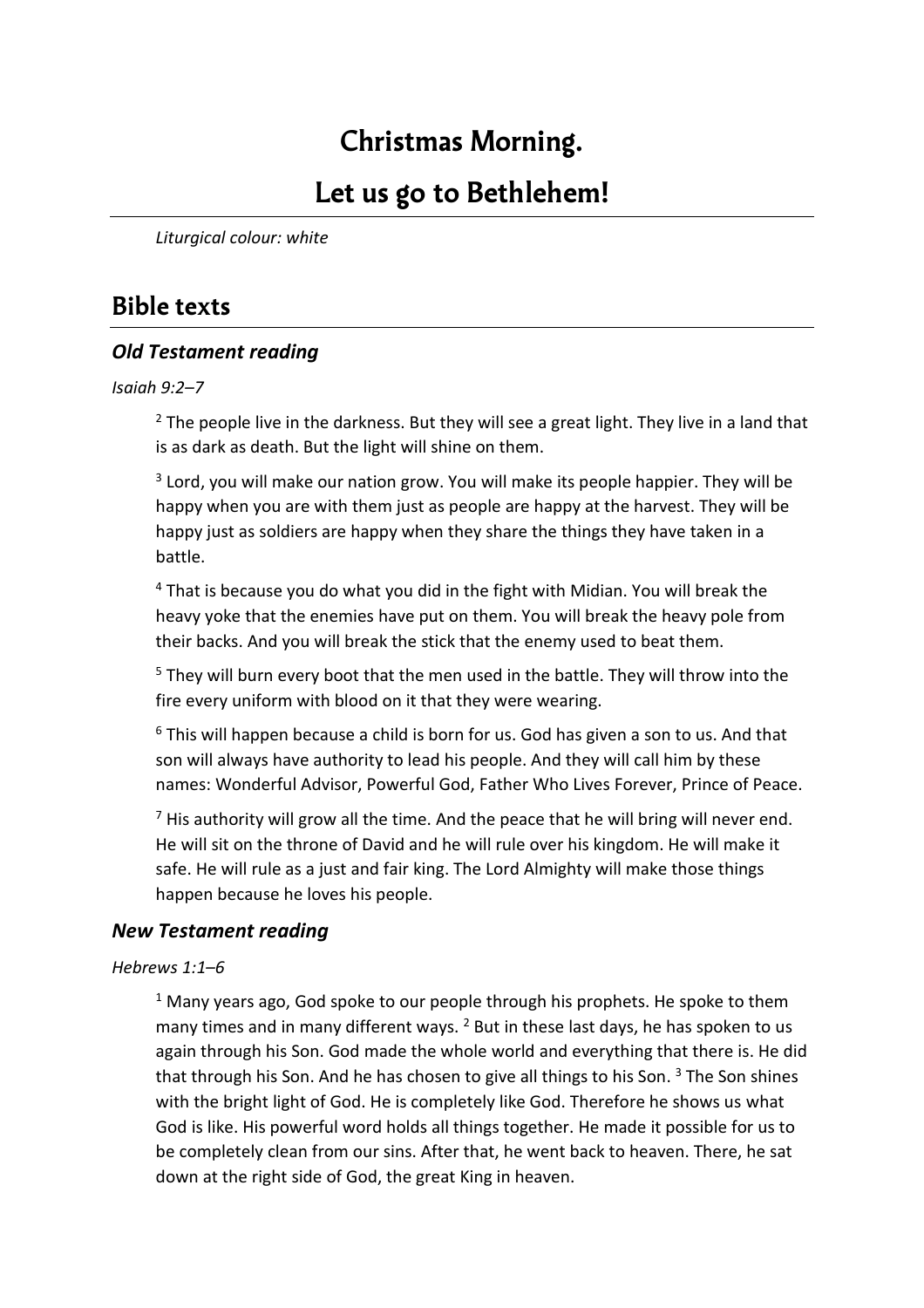# Christmas Morning.

# Let us go to Bethlehem!

*Liturgical colour: white*

## Bible texts

### *Old Testament reading*

*Isaiah 9:2–7*

[2] The people live in the darkness. But they will see a great light. They live in a land that is as dark as death. But the light will shine on them.

[3] Lord, you will make our nation grow. You will make its people happier. They will be happy when you are with them just as people are happy at the harvest. They will be happy just as soldiers are happy when they share the things they have taken in a battle.

[4] That is because you do what you did in the fight with Midian. You will break the heavy yoke that the enemies have put on them. You will break the heavy pole from their backs. And you will break the stick that the enemy used to beat them.

[5] They will burn every boot that the men used in the battle. They will throw into the fire every uniform with blood on it that they were wearing.

[6] This will happen because a child is born for us. God has given a son to us. And that son will always have authority to lead his people. And they will call him by these names: Wonderful Advisor, Powerful God, Father Who Lives Forever, Prince of Peace.

[7] His authority will grow all the time. And the peace that he will bring will never end. He will sit on the throne of David and he will rule over his kingdom. He will make it safe. He will rule as a just and fair king. The Lord Almighty will make those things happen because he loves his people.

### *New Testament reading*

*Hebrews 1:1–6*

[1] Many years ago, God spoke to our people through his prophets. He spoke to them many times and in many different ways. [2] But in these last days, he has spoken to us again through his Son. God made the whole world and everything that there is. He did that through his Son. And he has chosen to give all things to his Son. [3] The Son shines with the bright light of God. He is completely like God. Therefore he shows us what God is like. His powerful word holds all things together. He made it possible for us to be completely clean from our sins. After that, he went back to heaven. There, he sat down at the right side of God, the great King in heaven.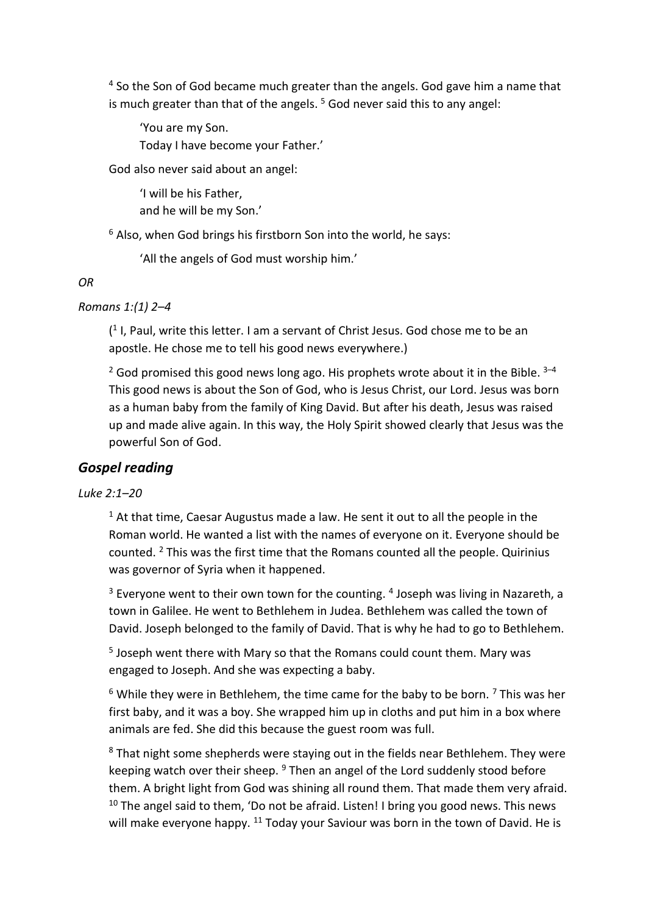[4] So the Son of God became much greater than the angels. God gave him a name that is much greater than that of the angels. [5] God never said this to any angel:

> 'You are my Son.  
> Today I have become your Father.'

God also never said about an angel:

> 'I will be his Father,  
> and he will be my Son.'

[6] Also, when God brings his firstborn Son into the world, he says:

> 'All the angels of God must worship him.'

*OR*

*Romans 1:(1) 2–4*

([1] I, Paul, write this letter. I am a servant of Christ Jesus. God chose me to be an apostle. He chose me to tell his good news everywhere.)

[2] God promised this good news long ago. His prophets wrote about it in the Bible. [3–4] This good news is about the Son of God, who is Jesus Christ, our Lord. Jesus was born as a human baby from the family of King David. But after his death, Jesus was raised up and made alive again. In this way, the Holy Spirit showed clearly that Jesus was the powerful Son of God.

## *Gospel reading*

*Luke 2:1–20*

[1] At that time, Caesar Augustus made a law. He sent it out to all the people in the Roman world. He wanted a list with the names of everyone on it. Everyone should be counted. [2] This was the first time that the Romans counted all the people. Quirinius was governor of Syria when it happened.

[3] Everyone went to their own town for the counting. [4] Joseph was living in Nazareth, a town in Galilee. He went to Bethlehem in Judea. Bethlehem was called the town of David. Joseph belonged to the family of David. That is why he had to go to Bethlehem.

[5] Joseph went there with Mary so that the Romans could count them. Mary was engaged to Joseph. And she was expecting a baby.

[6] While they were in Bethlehem, the time came for the baby to be born. [7] This was her first baby, and it was a boy. She wrapped him up in cloths and put him in a box where animals are fed. She did this because the guest room was full.

[8] That night some shepherds were staying out in the fields near Bethlehem. They were keeping watch over their sheep. [9] Then an angel of the Lord suddenly stood before them. A bright light from God was shining all round them. That made them very afraid. [10] The angel said to them, 'Do not be afraid. Listen! I bring you good news. This news will make everyone happy. [11] Today your Saviour was born in the town of David. He is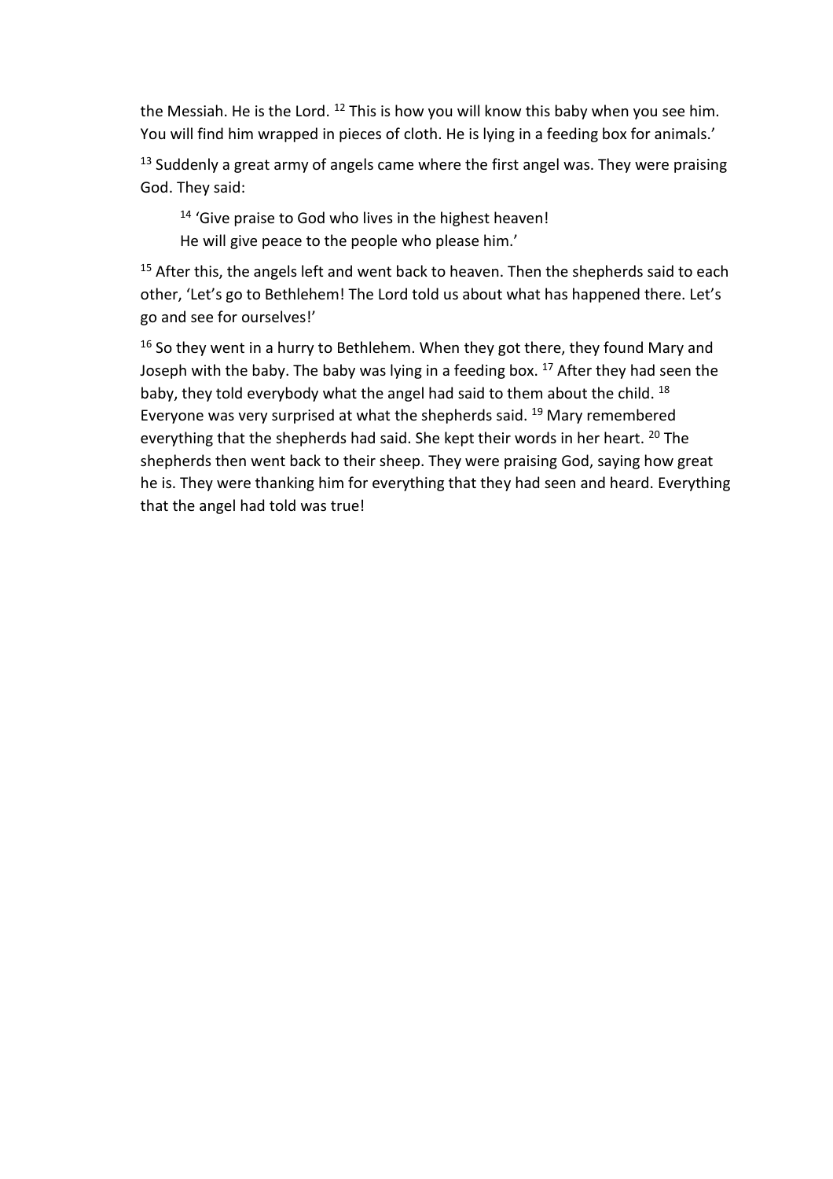the Messiah. He is the Lord. [12] This is how you will know this baby when you see him. You will find him wrapped in pieces of cloth. He is lying in a feeding box for animals.'

[13] Suddenly a great army of angels came where the first angel was. They were praising God. They said:

> [14] 'Give praise to God who lives in the highest heaven!
> He will give peace to the people who please him.'

[15] After this, the angels left and went back to heaven. Then the shepherds said to each other, 'Let's go to Bethlehem! The Lord told us about what has happened there. Let's go and see for ourselves!'

[16] So they went in a hurry to Bethlehem. When they got there, they found Mary and Joseph with the baby. The baby was lying in a feeding box. [17] After they had seen the baby, they told everybody what the angel had said to them about the child. [18] Everyone was very surprised at what the shepherds said. [19] Mary remembered everything that the shepherds had said. She kept their words in her heart. [20] The shepherds then went back to their sheep. They were praising God, saying how great he is. They were thanking him for everything that they had seen and heard. Everything that the angel had told was true!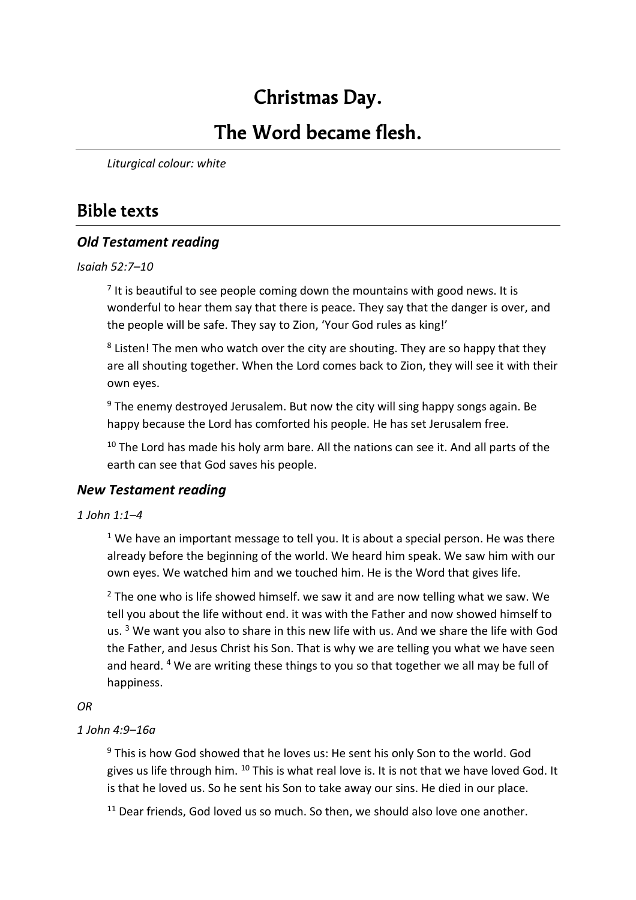# Christmas Day.

# The Word became flesh.

*Liturgical colour: white*

## Bible texts

### *Old Testament reading*

*Isaiah 52:7–10*

> [7] It is beautiful to see people coming down the mountains with good news. It is wonderful to hear them say that there is peace. They say that the danger is over, and the people will be safe. They say to Zion, 'Your God rules as king!'
>
> [8] Listen! The men who watch over the city are shouting. They are so happy that they are all shouting together. When the Lord comes back to Zion, they will see it with their own eyes.
>
> [9] The enemy destroyed Jerusalem. But now the city will sing happy songs again. Be happy because the Lord has comforted his people. He has set Jerusalem free.
>
> [10] The Lord has made his holy arm bare. All the nations can see it. And all parts of the earth can see that God saves his people.

### *New Testament reading*

*1 John 1:1–4*

> [1] We have an important message to tell you. It is about a special person. He was there already before the beginning of the world. We heard him speak. We saw him with our own eyes. We watched him and we touched him. He is the Word that gives life.
>
> [2] The one who is life showed himself. we saw it and are now telling what we saw. We tell you about the life without end. it was with the Father and now showed himself to us. [3] We want you also to share in this new life with us. And we share the life with God the Father, and Jesus Christ his Son. That is why we are telling you what we have seen and heard. [4] We are writing these things to you so that together we all may be full of happiness.

*OR*

*1 John 4:9–16a*

> [9] This is how God showed that he loves us: He sent his only Son to the world. God gives us life through him. [10] This is what real love is. It is not that we have loved God. It is that he loved us. So he sent his Son to take away our sins. He died in our place.
>
> [11] Dear friends, God loved us so much. So then, we should also love one another.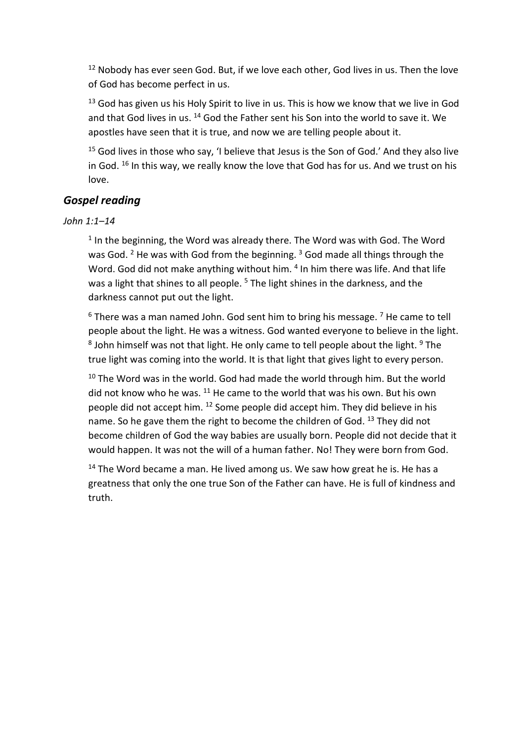[12] Nobody has ever seen God. But, if we love each other, God lives in us. Then the love of God has become perfect in us.

[13] God has given us his Holy Spirit to live in us. This is how we know that we live in God and that God lives in us. [14] God the Father sent his Son into the world to save it. We apostles have seen that it is true, and now we are telling people about it.

[15] God lives in those who say, 'I believe that Jesus is the Son of God.' And they also live in God. [16] In this way, we really know the love that God has for us. And we trust on his love.

## *Gospel reading*

*John 1:1–14*

[1] In the beginning, the Word was already there. The Word was with God. The Word was God. [2] He was with God from the beginning. [3] God made all things through the Word. God did not make anything without him. [4] In him there was life. And that life was a light that shines to all people. [5] The light shines in the darkness, and the darkness cannot put out the light.

[6] There was a man named John. God sent him to bring his message. [7] He came to tell people about the light. He was a witness. God wanted everyone to believe in the light. [8] John himself was not that light. He only came to tell people about the light. [9] The true light was coming into the world. It is that light that gives light to every person.

[10] The Word was in the world. God had made the world through him. But the world did not know who he was. [11] He came to the world that was his own. But his own people did not accept him. [12] Some people did accept him. They did believe in his name. So he gave them the right to become the children of God. [13] They did not become children of God the way babies are usually born. People did not decide that it would happen. It was not the will of a human father. No! They were born from God.

[14] The Word became a man. He lived among us. We saw how great he is. He has a greatness that only the one true Son of the Father can have. He is full of kindness and truth.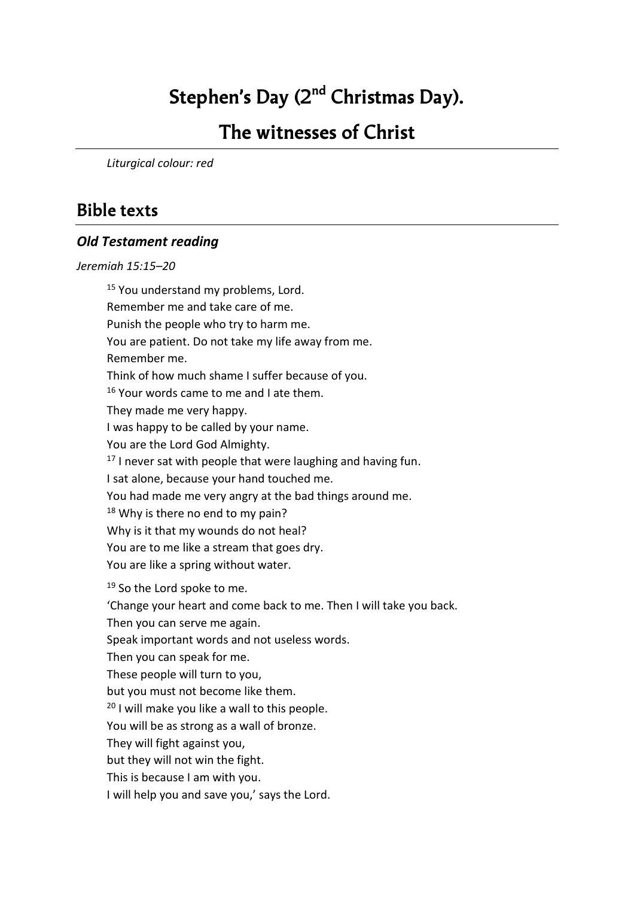# Stephen's Day (2nd Christmas Day).

# The witnesses of Christ

*Liturgical colour: red*

## Bible texts

### *Old Testament reading*

*Jeremiah 15:15–20*

[15] You understand my problems, Lord.
Remember me and take care of me.
Punish the people who try to harm me.
You are patient. Do not take my life away from me.
Remember me.
Think of how much shame I suffer because of you.
[16] Your words came to me and I ate them.
They made me very happy.
I was happy to be called by your name.
You are the Lord God Almighty.
[17] I never sat with people that were laughing and having fun.
I sat alone, because your hand touched me.
You had made me very angry at the bad things around me.
[18] Why is there no end to my pain?
Why is it that my wounds do not heal?
You are to me like a stream that goes dry.
You are like a spring without water.

[19] So the Lord spoke to me.
'Change your heart and come back to me. Then I will take you back.
Then you can serve me again.
Speak important words and not useless words.
Then you can speak for me.
These people will turn to you,
but you must not become like them.
[20] I will make you like a wall to this people.
You will be as strong as a wall of bronze.
They will fight against you,
but they will not win the fight.
This is because I am with you.
I will help you and save you,' says the Lord.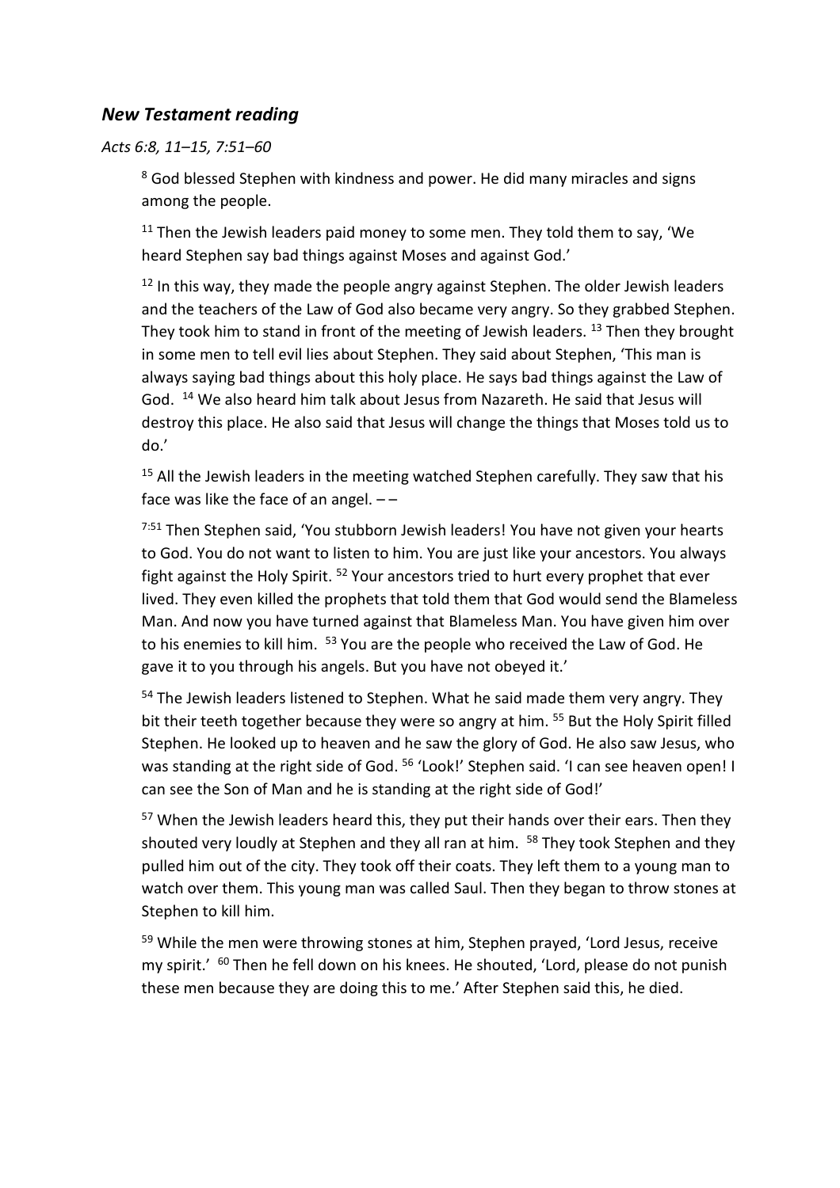## *New Testament reading*

*Acts 6:8, 11–15, 7:51–60*

[8] God blessed Stephen with kindness and power. He did many miracles and signs among the people.

[11] Then the Jewish leaders paid money to some men. They told them to say, 'We heard Stephen say bad things against Moses and against God.'

[12] In this way, they made the people angry against Stephen. The older Jewish leaders and the teachers of the Law of God also became very angry. So they grabbed Stephen. They took him to stand in front of the meeting of Jewish leaders. [13] Then they brought in some men to tell evil lies about Stephen. They said about Stephen, 'This man is always saying bad things about this holy place. He says bad things against the Law of God. [14] We also heard him talk about Jesus from Nazareth. He said that Jesus will destroy this place. He also said that Jesus will change the things that Moses told us to do.'

[15] All the Jewish leaders in the meeting watched Stephen carefully. They saw that his face was like the face of an angel. – –

[7:51] Then Stephen said, 'You stubborn Jewish leaders! You have not given your hearts to God. You do not want to listen to him. You are just like your ancestors. You always fight against the Holy Spirit. [52] Your ancestors tried to hurt every prophet that ever lived. They even killed the prophets that told them that God would send the Blameless Man. And now you have turned against that Blameless Man. You have given him over to his enemies to kill him. [53] You are the people who received the Law of God. He gave it to you through his angels. But you have not obeyed it.'

[54] The Jewish leaders listened to Stephen. What he said made them very angry. They bit their teeth together because they were so angry at him. [55] But the Holy Spirit filled Stephen. He looked up to heaven and he saw the glory of God. He also saw Jesus, who was standing at the right side of God. [56] 'Look!' Stephen said. 'I can see heaven open! I can see the Son of Man and he is standing at the right side of God!'

[57] When the Jewish leaders heard this, they put their hands over their ears. Then they shouted very loudly at Stephen and they all ran at him. [58] They took Stephen and they pulled him out of the city. They took off their coats. They left them to a young man to watch over them. This young man was called Saul. Then they began to throw stones at Stephen to kill him.

[59] While the men were throwing stones at him, Stephen prayed, 'Lord Jesus, receive my spirit.' [60] Then he fell down on his knees. He shouted, 'Lord, please do not punish these men because they are doing this to me.' After Stephen said this, he died.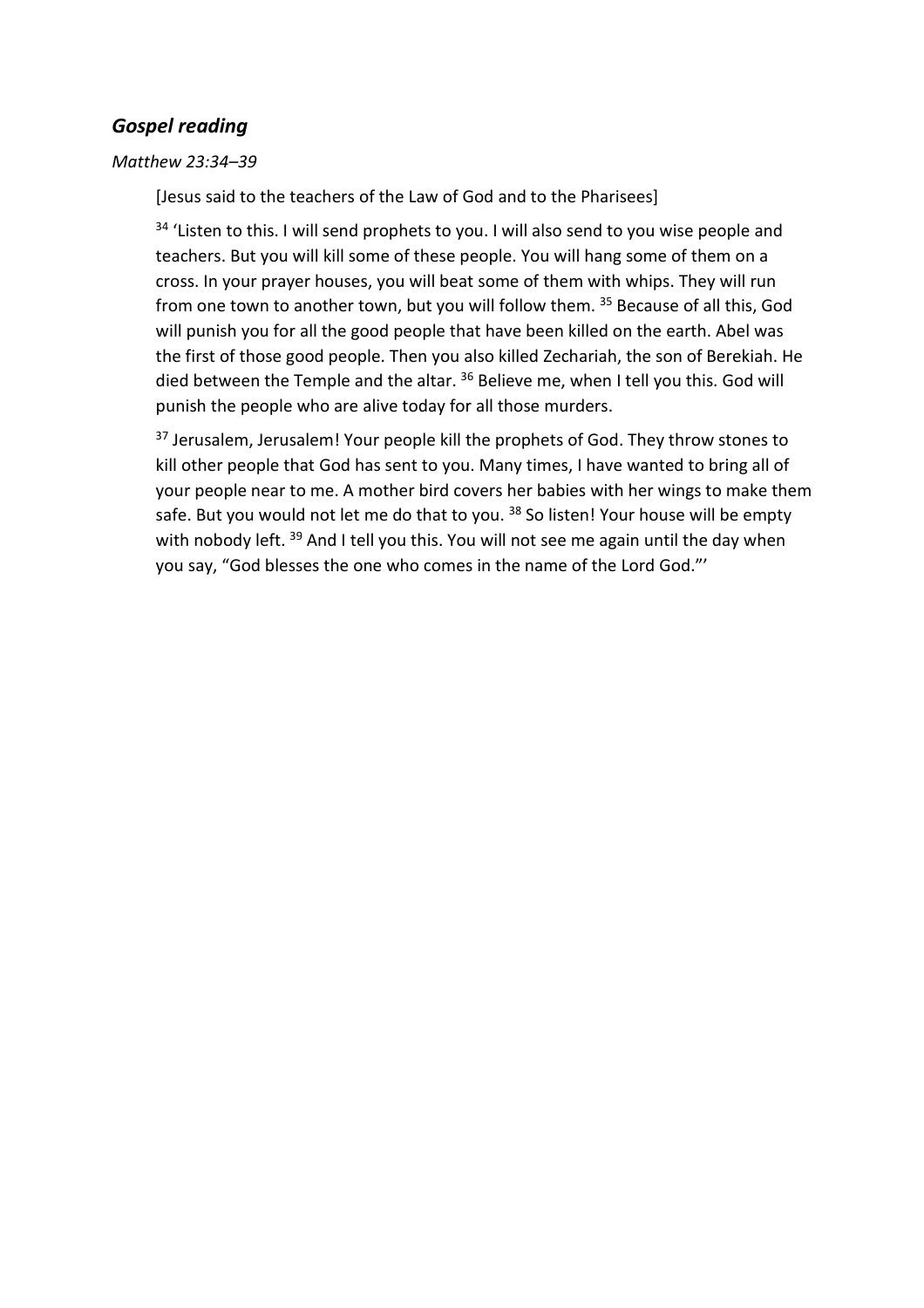## *Gospel reading*

*Matthew 23:34–39*

[Jesus said to the teachers of the Law of God and to the Pharisees]

[34] 'Listen to this. I will send prophets to you. I will also send to you wise people and teachers. But you will kill some of these people. You will hang some of them on a cross. In your prayer houses, you will beat some of them with whips. They will run from one town to another town, but you will follow them. [35] Because of all this, God will punish you for all the good people that have been killed on the earth. Abel was the first of those good people. Then you also killed Zechariah, the son of Berekiah. He died between the Temple and the altar. [36] Believe me, when I tell you this. God will punish the people who are alive today for all those murders.

[37] Jerusalem, Jerusalem! Your people kill the prophets of God. They throw stones to kill other people that God has sent to you. Many times, I have wanted to bring all of your people near to me. A mother bird covers her babies with her wings to make them safe. But you would not let me do that to you. [38] So listen! Your house will be empty with nobody left. [39] And I tell you this. You will not see me again until the day when you say, "God blesses the one who comes in the name of the Lord God."'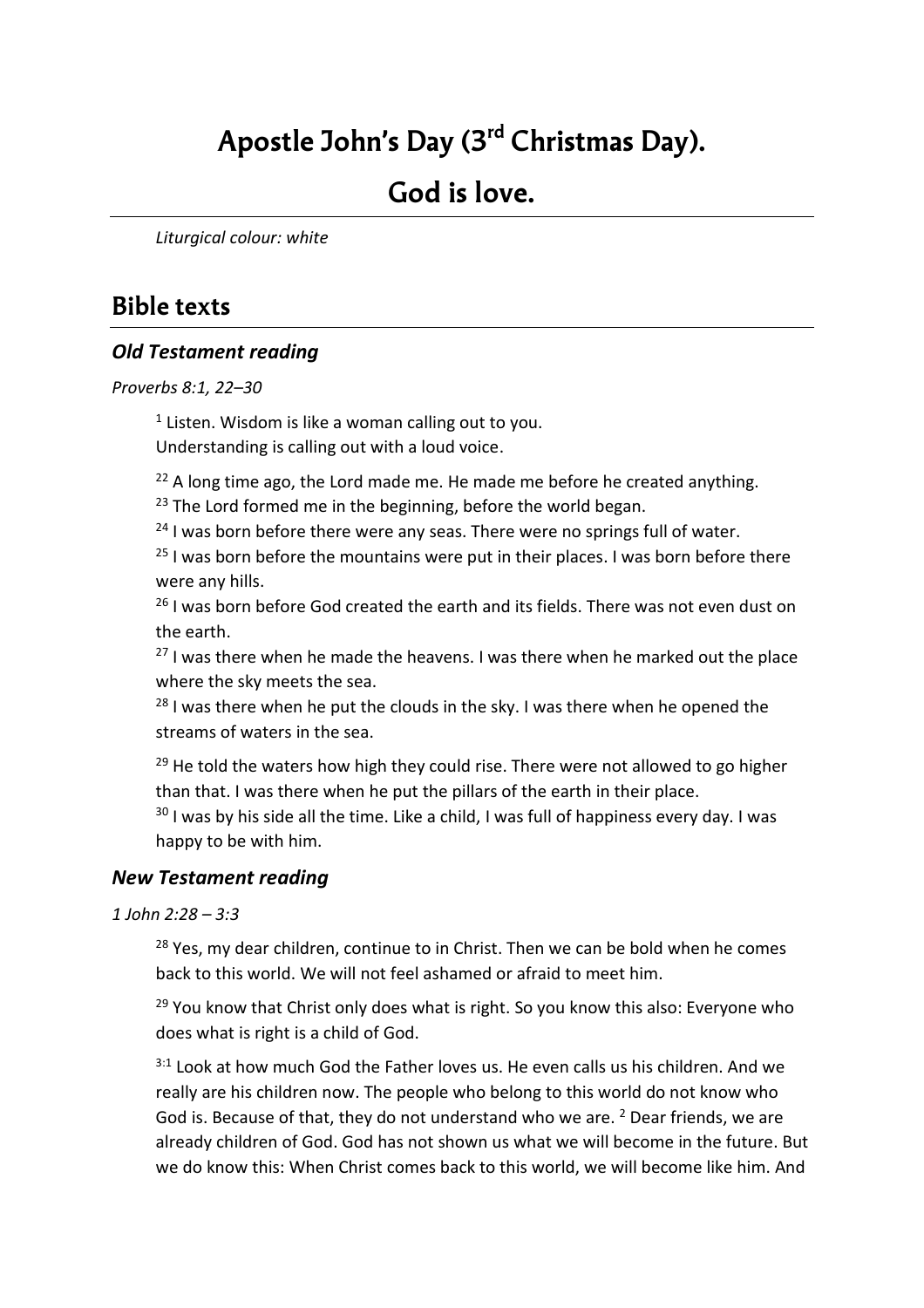# Apostle John's Day (3rd Christmas Day).

# God is love.

*Liturgical colour: white*

## Bible texts

### *Old Testament reading*

*Proverbs 8:1, 22–30*

> [1] Listen. Wisdom is like a woman calling out to you.
> Understanding is calling out with a loud voice.
>
> [22] A long time ago, the Lord made me. He made me before he created anything.
> [23] The Lord formed me in the beginning, before the world began.
> [24] I was born before there were any seas. There were no springs full of water.
> [25] I was born before the mountains were put in their places. I was born before there were any hills.
> [26] I was born before God created the earth and its fields. There was not even dust on the earth.
> [27] I was there when he made the heavens. I was there when he marked out the place where the sky meets the sea.
> [28] I was there when he put the clouds in the sky. I was there when he opened the streams of waters in the sea.
>
> [29] He told the waters how high they could rise. There were not allowed to go higher than that. I was there when he put the pillars of the earth in their place.
> [30] I was by his side all the time. Like a child, I was full of happiness every day. I was happy to be with him.

### *New Testament reading*

*1 John 2:28 – 3:3*

> [28] Yes, my dear children, continue to in Christ. Then we can be bold when he comes back to this world. We will not feel ashamed or afraid to meet him.
>
> [29] You know that Christ only does what is right. So you know this also: Everyone who does what is right is a child of God.
>
> [3:1] Look at how much God the Father loves us. He even calls us his children. And we really are his children now. The people who belong to this world do not know who God is. Because of that, they do not understand who we are. [2] Dear friends, we are already children of God. God has not shown us what we will become in the future. But we do know this: When Christ comes back to this world, we will become like him. And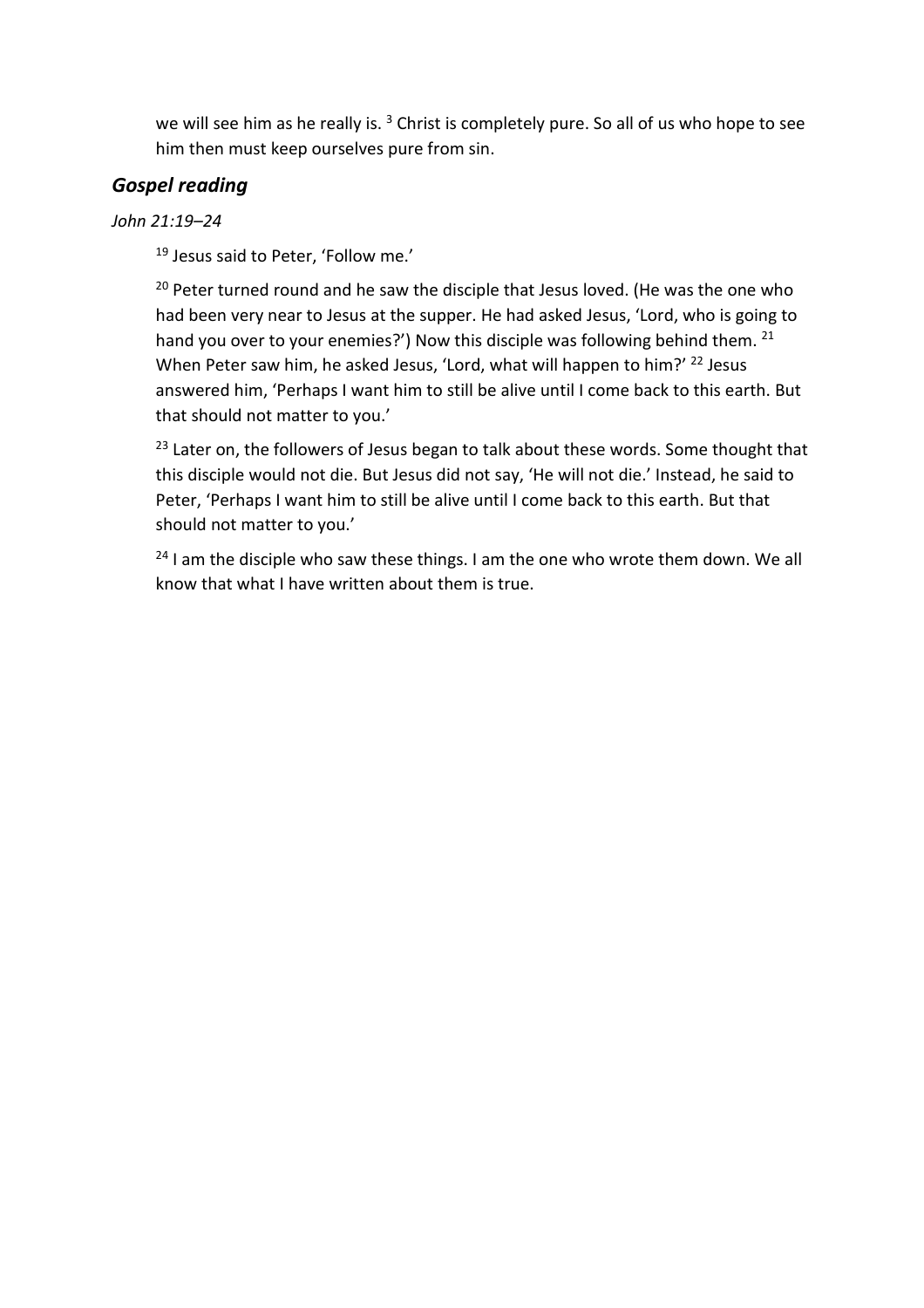we will see him as he really is. [3] Christ is completely pure. So all of us who hope to see him then must keep ourselves pure from sin.

## *Gospel reading*

*John 21:19–24*

[19] Jesus said to Peter, 'Follow me.'

[20] Peter turned round and he saw the disciple that Jesus loved. (He was the one who had been very near to Jesus at the supper. He had asked Jesus, 'Lord, who is going to hand you over to your enemies?') Now this disciple was following behind them. [21] When Peter saw him, he asked Jesus, 'Lord, what will happen to him?' [22] Jesus answered him, 'Perhaps I want him to still be alive until I come back to this earth. But that should not matter to you.'

[23] Later on, the followers of Jesus began to talk about these words. Some thought that this disciple would not die. But Jesus did not say, 'He will not die.' Instead, he said to Peter, 'Perhaps I want him to still be alive until I come back to this earth. But that should not matter to you.'

[24] I am the disciple who saw these things. I am the one who wrote them down. We all know that what I have written about them is true.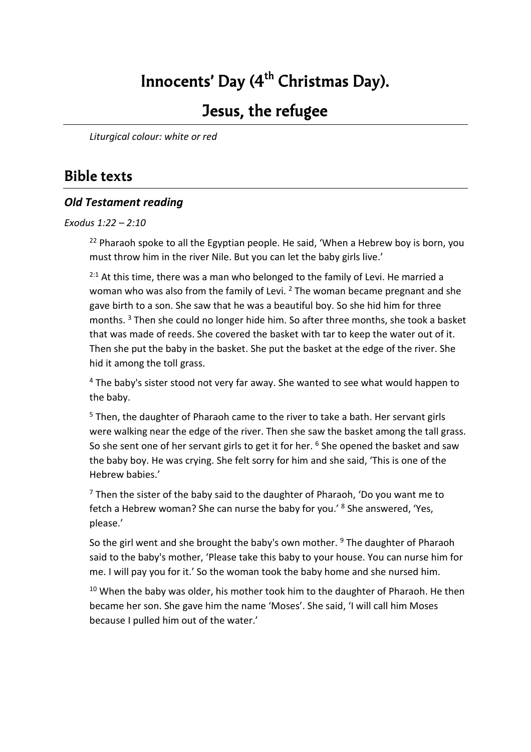# Innocents' Day (4th Christmas Day).

# Jesus, the refugee

*Liturgical colour: white or red*

## Bible texts

### *Old Testament reading*

*Exodus 1:22 – 2:10*

> [22] Pharaoh spoke to all the Egyptian people. He said, 'When a Hebrew boy is born, you must throw him in the river Nile. But you can let the baby girls live.'
>
> [2:1] At this time, there was a man who belonged to the family of Levi. He married a woman who was also from the family of Levi. [2] The woman became pregnant and she gave birth to a son. She saw that he was a beautiful boy. So she hid him for three months. [3] Then she could no longer hide him. So after three months, she took a basket that was made of reeds. She covered the basket with tar to keep the water out of it. Then she put the baby in the basket. She put the basket at the edge of the river. She hid it among the toll grass.
>
> [4] The baby's sister stood not very far away. She wanted to see what would happen to the baby.
>
> [5] Then, the daughter of Pharaoh came to the river to take a bath. Her servant girls were walking near the edge of the river. Then she saw the basket among the tall grass. So she sent one of her servant girls to get it for her. [6] She opened the basket and saw the baby boy. He was crying. She felt sorry for him and she said, 'This is one of the Hebrew babies.'
>
> [7] Then the sister of the baby said to the daughter of Pharaoh, 'Do you want me to fetch a Hebrew woman? She can nurse the baby for you.' [8] She answered, 'Yes, please.'
>
> So the girl went and she brought the baby's own mother. [9] The daughter of Pharaoh said to the baby's mother, 'Please take this baby to your house. You can nurse him for me. I will pay you for it.' So the woman took the baby home and she nursed him.
>
> [10] When the baby was older, his mother took him to the daughter of Pharaoh. He then became her son. She gave him the name 'Moses'. She said, 'I will call him Moses because I pulled him out of the water.'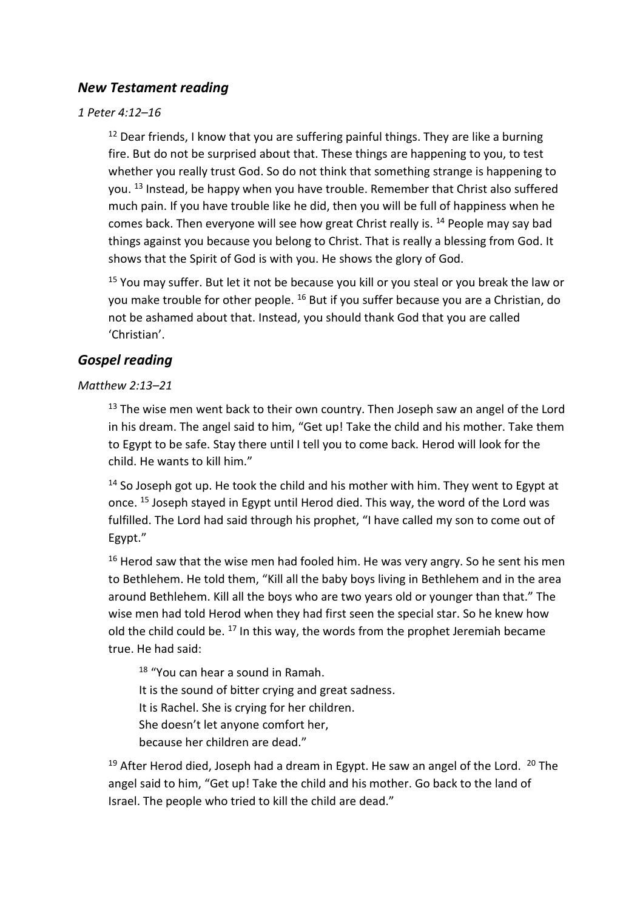## *New Testament reading*

*1 Peter 4:12–16*

> [12] Dear friends, I know that you are suffering painful things. They are like a burning fire. But do not be surprised about that. These things are happening to you, to test whether you really trust God. So do not think that something strange is happening to you. [13] Instead, be happy when you have trouble. Remember that Christ also suffered much pain. If you have trouble like he did, then you will be full of happiness when he comes back. Then everyone will see how great Christ really is. [14] People may say bad things against you because you belong to Christ. That is really a blessing from God. It shows that the Spirit of God is with you. He shows the glory of God.
>
> [15] You may suffer. But let it not be because you kill or you steal or you break the law or you make trouble for other people. [16] But if you suffer because you are a Christian, do not be ashamed about that. Instead, you should thank God that you are called 'Christian'.

## *Gospel reading*

*Matthew 2:13–21*

> [13] The wise men went back to their own country. Then Joseph saw an angel of the Lord in his dream. The angel said to him, "Get up! Take the child and his mother. Take them to Egypt to be safe. Stay there until I tell you to come back. Herod will look for the child. He wants to kill him."
>
> [14] So Joseph got up. He took the child and his mother with him. They went to Egypt at once. [15] Joseph stayed in Egypt until Herod died. This way, the word of the Lord was fulfilled. The Lord had said through his prophet, "I have called my son to come out of Egypt."
>
> [16] Herod saw that the wise men had fooled him. He was very angry. So he sent his men to Bethlehem. He told them, "Kill all the baby boys living in Bethlehem and in the area around Bethlehem. Kill all the boys who are two years old or younger than that." The wise men had told Herod when they had first seen the special star. So he knew how old the child could be. [17] In this way, the words from the prophet Jeremiah became true. He had said:
>
> > [18] "You can hear a sound in Ramah.
> > It is the sound of bitter crying and great sadness.
> > It is Rachel. She is crying for her children.
> > She doesn't let anyone comfort her,
> > because her children are dead."
>
> [19] After Herod died, Joseph had a dream in Egypt. He saw an angel of the Lord. [20] The angel said to him, "Get up! Take the child and his mother. Go back to the land of Israel. The people who tried to kill the child are dead."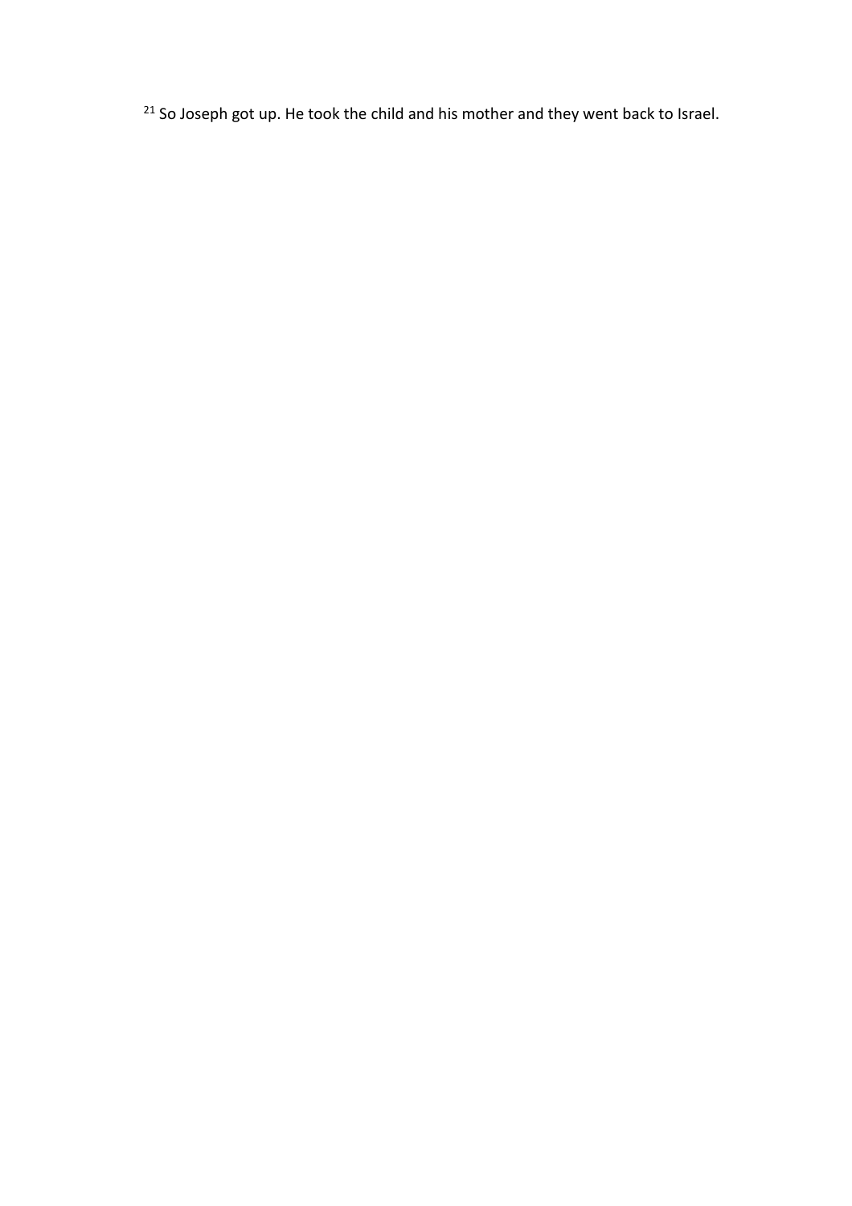[21] So Joseph got up. He took the child and his mother and they went back to Israel.